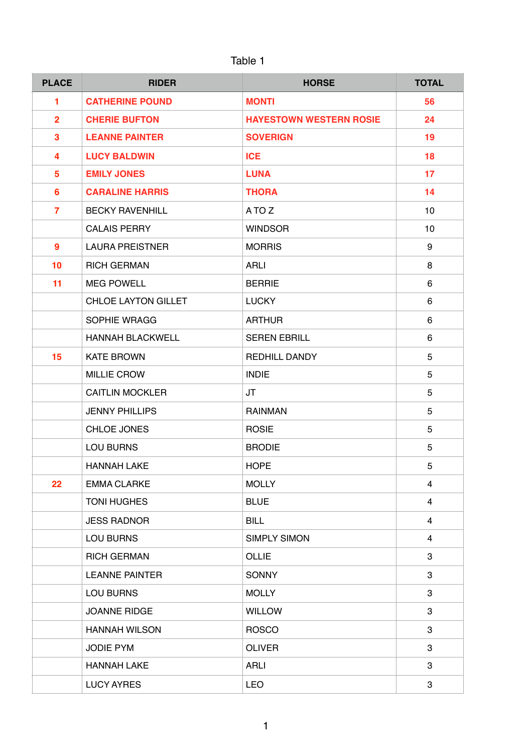Table 1

| PLACE | RIDER | HORSE | TOTAL |
|---|---|---|---|
| **1** | **CATHERINE POUND** | **MONTI** | **56** |
| **2** | **CHERIE BUFTON** | **HAYESTOWN WESTERN ROSIE** | **24** |
| **3** | **LEANNE PAINTER** | **SOVERIGN** | **19** |
| **4** | **LUCY BALDWIN** | **ICE** | **18** |
| **5** | **EMILY JONES** | **LUNA** | **17** |
| **6** | **CARALINE HARRIS** | **THORA** | **14** |
| **7** | BECKY RAVENHILL | A TO Z | 10 |
| | CALAIS PERRY | WINDSOR | 10 |
| **9** | LAURA PREISTNER | MORRIS | 9 |
| **10** | RICH GERMAN | ARLI | 8 |
| **11** | MEG POWELL | BERRIE | 6 |
| | CHLOE LAYTON GILLET | LUCKY | 6 |
| | SOPHIE WRAGG | ARTHUR | 6 |
| | HANNAH BLACKWELL | SEREN EBRILL | 6 |
| **15** | KATE BROWN | REDHILL DANDY | 5 |
| | MILLIE CROW | INDIE | 5 |
| | CAITLIN MOCKLER | JT | 5 |
| | JENNY PHILLIPS | RAINMAN | 5 |
| | CHLOE JONES | ROSIE | 5 |
| | LOU BURNS | BRODIE | 5 |
| | HANNAH LAKE | HOPE | 5 |
| **22** | EMMA CLARKE | MOLLY | 4 |
| | TONI HUGHES | BLUE | 4 |
| | JESS RADNOR | BILL | 4 |
| | LOU BURNS | SIMPLY SIMON | 4 |
| | RICH GERMAN | OLLIE | 3 |
| | LEANNE PAINTER | SONNY | 3 |
| | LOU BURNS | MOLLY | 3 |
| | JOANNE RIDGE | WILLOW | 3 |
| | HANNAH WILSON | ROSCO | 3 |
| | JODIE PYM | OLIVER | 3 |
| | HANNAH LAKE | ARLI | 3 |
| | LUCY AYRES | LEO | 3 |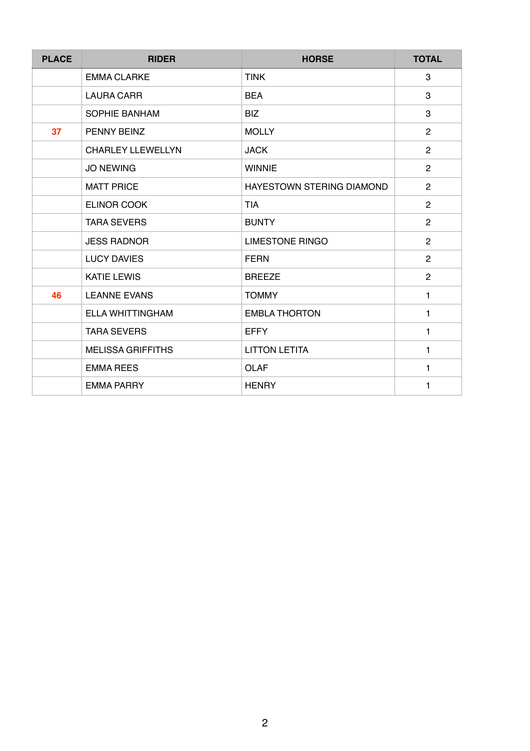| PLACE | RIDER | HORSE | TOTAL |
|---|---|---|---|
| | EMMA CLARKE | TINK | 3 |
| | LAURA CARR | BEA | 3 |
| | SOPHIE BANHAM | BIZ | 3 |
| 37 | PENNY BEINZ | MOLLY | 2 |
| | CHARLEY LLEWELLYN | JACK | 2 |
| | JO NEWING | WINNIE | 2 |
| | MATT PRICE | HAYESTOWN STERING DIAMOND | 2 |
| | ELINOR COOK | TIA | 2 |
| | TARA SEVERS | BUNTY | 2 |
| | JESS RADNOR | LIMESTONE RINGO | 2 |
| | LUCY DAVIES | FERN | 2 |
| | KATIE LEWIS | BREEZE | 2 |
| 46 | LEANNE EVANS | TOMMY | 1 |
| | ELLA WHITTINGHAM | EMBLA THORTON | 1 |
| | TARA SEVERS | EFFY | 1 |
| | MELISSA GRIFFITHS | LITTON LETITA | 1 |
| | EMMA REES | OLAF | 1 |
| | EMMA PARRY | HENRY | 1 |